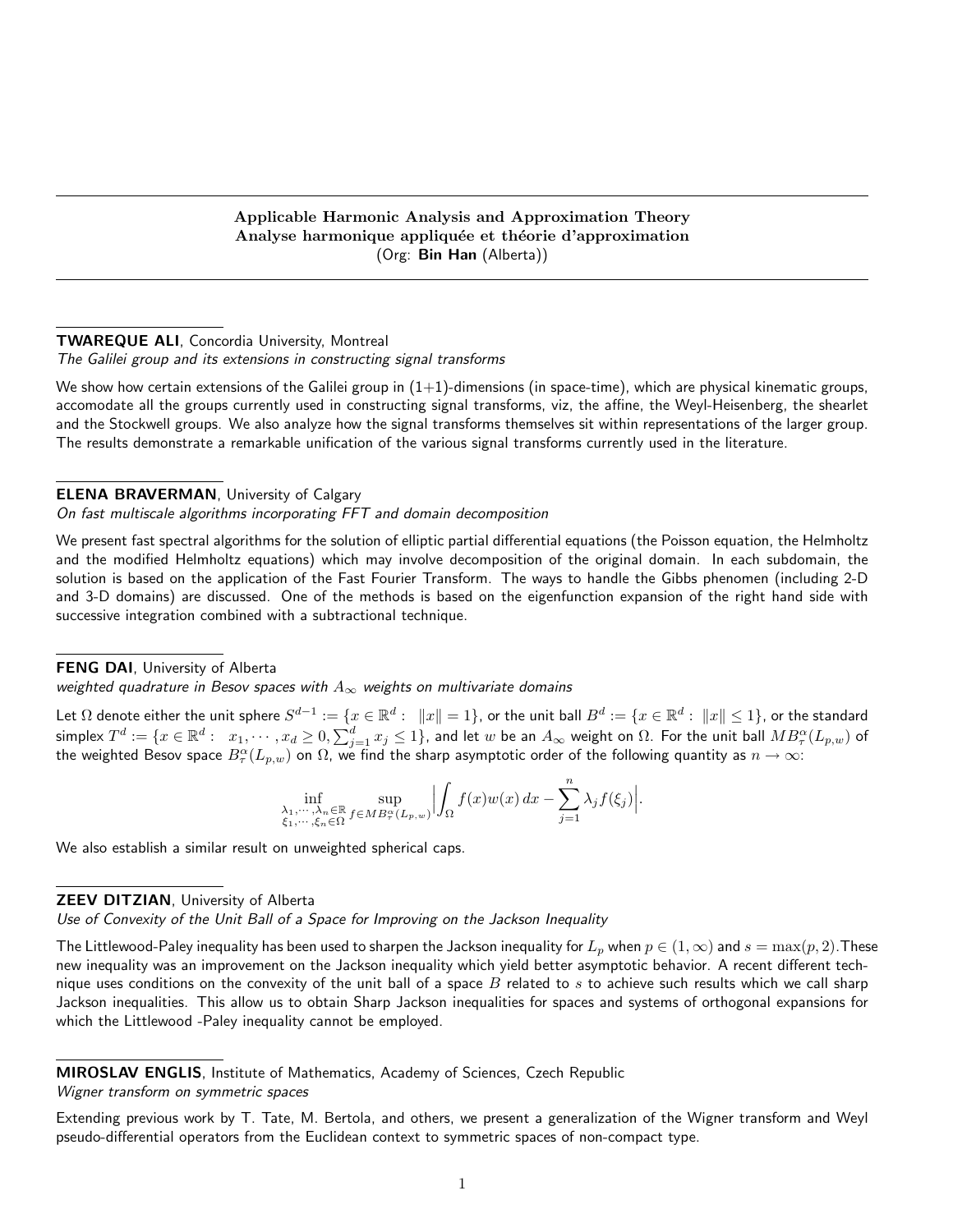# Applicable Harmonic Analysis and Approximation Theory
# Analyse harmonique appliquée et théorie d'approximation
(Org: **Bin Han** (Alberta))

**TWAREQUE ALI**, Concordia University, Montreal
*The Galilei group and its extensions in constructing signal transforms*

We show how certain extensions of the Galilei group in (1+1)-dimensions (in space-time), which are physical kinematic groups, accomodate all the groups currently used in constructing signal transforms, viz, the affine, the Weyl-Heisenberg, the shearlet and the Stockwell groups. We also analyze how the signal transforms themselves sit within representations of the larger group. The results demonstrate a remarkable unification of the various signal transforms currently used in the literature.

**ELENA BRAVERMAN**, University of Calgary
*On fast multiscale algorithms incorporating FFT and domain decomposition*

We present fast spectral algorithms for the solution of elliptic partial differential equations (the Poisson equation, the Helmholtz and the modified Helmholtz equations) which may involve decomposition of the original domain. In each subdomain, the solution is based on the application of the Fast Fourier Transform. The ways to handle the Gibbs phenomen (including 2-D and 3-D domains) are discussed. One of the methods is based on the eigenfunction expansion of the right hand side with successive integration combined with a subtractional technique.

**FENG DAI**, University of Alberta
*weighted quadrature in Besov spaces with $A_\infty$ weights on multivariate domains*

Let $\Omega$ denote either the unit sphere $S^{d-1} := \{x \in \mathbb{R}^d : \ \|x\| = 1\}$, or the unit ball $B^d := \{x \in \mathbb{R}^d : \ \|x\| \le 1\}$, or the standard simplex $T^d := \{x \in \mathbb{R}^d : \ \ x_1, \cdots, x_d \ge 0, \sum_{j=1}^d x_j \le 1\}$, and let $w$ be an $A_\infty$ weight on $\Omega$. For the unit ball $MB_\tau^\alpha(L_{p,w})$ of the weighted Besov space $B_\tau^\alpha(L_{p,w})$ on $\Omega$, we find the sharp asymptotic order of the following quantity as $n \to \infty$:

$$\inf_{\substack{\lambda_1, \cdots, \lambda_n \in \mathbb{R} \\ \xi_1, \cdots, \xi_n \in \Omega}} \sup_{f \in MB_\tau^\alpha(L_{p,w})} \Big| \int_\Omega f(x) w(x)\, dx - \sum_{j=1}^n \lambda_j f(\xi_j) \Big|.$$

We also establish a similar result on unweighted spherical caps.

**ZEEV DITZIAN**, University of Alberta
*Use of Convexity of the Unit Ball of a Space for Improving on the Jackson Inequality*

The Littlewood-Paley inequality has been used to sharpen the Jackson inequality for $L_p$ when $p \in (1, \infty)$ and $s = \max(p, 2)$.These new inequality was an improvement on the Jackson inequality which yield better asymptotic behavior. A recent different technique uses conditions on the convexity of the unit ball of a space $B$ related to $s$ to achieve such results which we call sharp Jackson inequalities. This allow us to obtain Sharp Jackson inequalities for spaces and systems of orthogonal expansions for which the Littlewood -Paley inequality cannot be employed.

**MIROSLAV ENGLIS**, Institute of Mathematics, Academy of Sciences, Czech Republic
*Wigner transform on symmetric spaces*

Extending previous work by T. Tate, M. Bertola, and others, we present a generalization of the Wigner transform and Weyl pseudo-differential operators from the Euclidean context to symmetric spaces of non-compact type.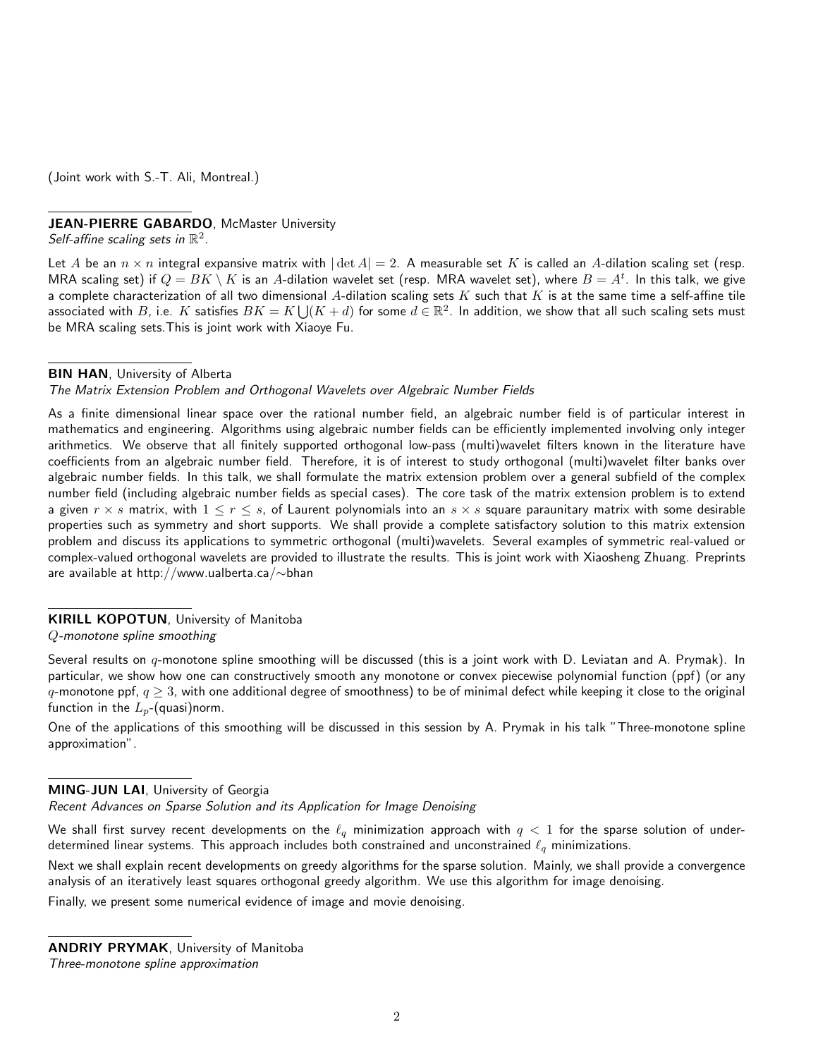(Joint work with S.-T. Ali, Montreal.)

---

**JEAN-PIERRE GABARDO**, McMaster University
*Self-affine scaling sets in $\mathbb{R}^2$.*

Let $A$ be an $n \times n$ integral expansive matrix with $|\det A| = 2$. A measurable set $K$ is called an $A$-dilation scaling set (resp. MRA scaling set) if $Q = BK \setminus K$ is an $A$-dilation wavelet set (resp. MRA wavelet set), where $B = A^t$. In this talk, we give a complete characterization of all two dimensional $A$-dilation scaling sets $K$ such that $K$ is at the same time a self-affine tile associated with $B$, i.e. $K$ satisfies $BK = K \bigcup (K + d)$ for some $d \in \mathbb{R}^2$. In addition, we show that all such scaling sets must be MRA scaling sets.This is joint work with Xiaoye Fu.

---

**BIN HAN**, University of Alberta
*The Matrix Extension Problem and Orthogonal Wavelets over Algebraic Number Fields*

As a finite dimensional linear space over the rational number field, an algebraic number field is of particular interest in mathematics and engineering. Algorithms using algebraic number fields can be efficiently implemented involving only integer arithmetics. We observe that all finitely supported orthogonal low-pass (multi)wavelet filters known in the literature have coefficients from an algebraic number field. Therefore, it is of interest to study orthogonal (multi)wavelet filter banks over algebraic number fields. In this talk, we shall formulate the matrix extension problem over a general subfield of the complex number field (including algebraic number fields as special cases). The core task of the matrix extension problem is to extend a given $r \times s$ matrix, with $1 \leq r \leq s$, of Laurent polynomials into an $s \times s$ square paraunitary matrix with some desirable properties such as symmetry and short supports. We shall provide a complete satisfactory solution to this matrix extension problem and discuss its applications to symmetric orthogonal (multi)wavelets. Several examples of symmetric real-valued or complex-valued orthogonal wavelets are provided to illustrate the results. This is joint work with Xiaosheng Zhuang. Preprints are available at http://www.ualberta.ca/∼bhan

---

**KIRILL KOPOTUN**, University of Manitoba
*$Q$-monotone spline smoothing*

Several results on $q$-monotone spline smoothing will be discussed (this is a joint work with D. Leviatan and A. Prymak). In particular, we show how one can constructively smooth any monotone or convex piecewise polynomial function (ppf) (or any $q$-monotone ppf, $q \geq 3$, with one additional degree of smoothness) to be of minimal defect while keeping it close to the original function in the $L_p$-(quasi)norm.

One of the applications of this smoothing will be discussed in this session by A. Prymak in his talk "Three-monotone spline approximation".

---

**MING-JUN LAI**, University of Georgia
*Recent Advances on Sparse Solution and its Application for Image Denoising*

We shall first survey recent developments on the $\ell_q$ minimization approach with $q < 1$ for the sparse solution of under-determined linear systems. This approach includes both constrained and unconstrained $\ell_q$ minimizations.

Next we shall explain recent developments on greedy algorithms for the sparse solution. Mainly, we shall provide a convergence analysis of an iteratively least squares orthogonal greedy algorithm. We use this algorithm for image denoising.

Finally, we present some numerical evidence of image and movie denoising.

---

**ANDRIY PRYMAK**, University of Manitoba
*Three-monotone spline approximation*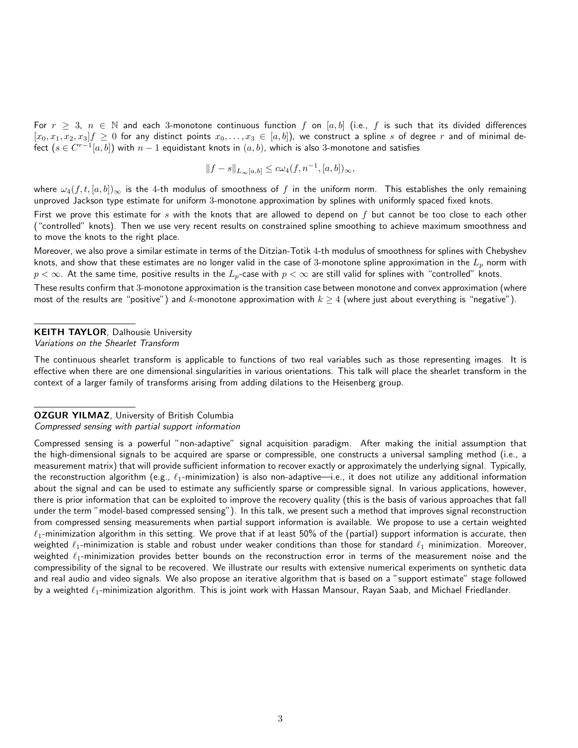For $r \geq 3$, $n \in \mathbb{N}$ and each 3-monotone continuous function $f$ on $[a,b]$ (i.e., $f$ is such that its divided differences $[x_0, x_1, x_2, x_3]f \geq 0$ for any distinct points $x_0, \ldots, x_3 \in [a,b]$), we construct a spline $s$ of degree $r$ and of minimal defect ($s \in C^{r-1}[a,b]$) with $n-1$ equidistant knots in $(a,b)$, which is also 3-monotone and satisfies

$$\|f - s\|_{L_\infty[a,b]} \leq c\omega_4(f, n^{-1}, [a,b])_\infty,$$

where $\omega_4(f, t, [a,b])_\infty$ is the 4-th modulus of smoothness of $f$ in the uniform norm. This establishes the only remaining unproved Jackson type estimate for uniform 3-monotone approximation by splines with uniformly spaced fixed knots.

First we prove this estimate for $s$ with the knots that are allowed to depend on $f$ but cannot be too close to each other ("controlled" knots). Then we use very recent results on constrained spline smoothing to achieve maximum smoothness and to move the knots to the right place.

Moreover, we also prove a similar estimate in terms of the Ditzian-Totik 4-th modulus of smoothness for splines with Chebyshev knots, and show that these estimates are no longer valid in the case of 3-monotone spline approximation in the $L_p$ norm with $p < \infty$. At the same time, positive results in the $L_p$-case with $p < \infty$ are still valid for splines with "controlled" knots.

These results confirm that 3-monotone approximation is the transition case between monotone and convex approximation (where most of the results are "positive") and $k$-monotone approximation with $k \geq 4$ (where just about everything is "negative").

**KEITH TAYLOR**, Dalhousie University
*Variations on the Shearlet Transform*

The continuous shearlet transform is applicable to functions of two real variables such as those representing images. It is effective when there are one dimensional singularities in various orientations. This talk will place the shearlet transform in the context of a larger family of transforms arising from adding dilations to the Heisenberg group.

**OZGUR YILMAZ**, University of British Columbia
*Compressed sensing with partial support information*

Compressed sensing is a powerful "non-adaptive" signal acquisition paradigm. After making the initial assumption that the high-dimensional signals to be acquired are sparse or compressible, one constructs a universal sampling method (i.e., a measurement matrix) that will provide sufficient information to recover exactly or approximately the underlying signal. Typically, the reconstruction algorithm (e.g., $\ell_1$-minimization) is also non-adaptive—i.e., it does not utilize any additional information about the signal and can be used to estimate any sufficiently sparse or compressible signal. In various applications, however, there is prior information that can be exploited to improve the recovery quality (this is the basis of various approaches that fall under the term "model-based compressed sensing"). In this talk, we present such a method that improves signal reconstruction from compressed sensing measurements when partial support information is available. We propose to use a certain weighted $\ell_1$-minimization algorithm in this setting. We prove that if at least 50% of the (partial) support information is accurate, then weighted $\ell_1$-minimization is stable and robust under weaker conditions than those for standard $\ell_1$ minimization. Moreover, weighted $\ell_1$-minimization provides better bounds on the reconstruction error in terms of the measurement noise and the compressibility of the signal to be recovered. We illustrate our results with extensive numerical experiments on synthetic data and real audio and video signals. We also propose an iterative algorithm that is based on a "support estimate" stage followed by a weighted $\ell_1$-minimization algorithm. This is joint work with Hassan Mansour, Rayan Saab, and Michael Friedlander.